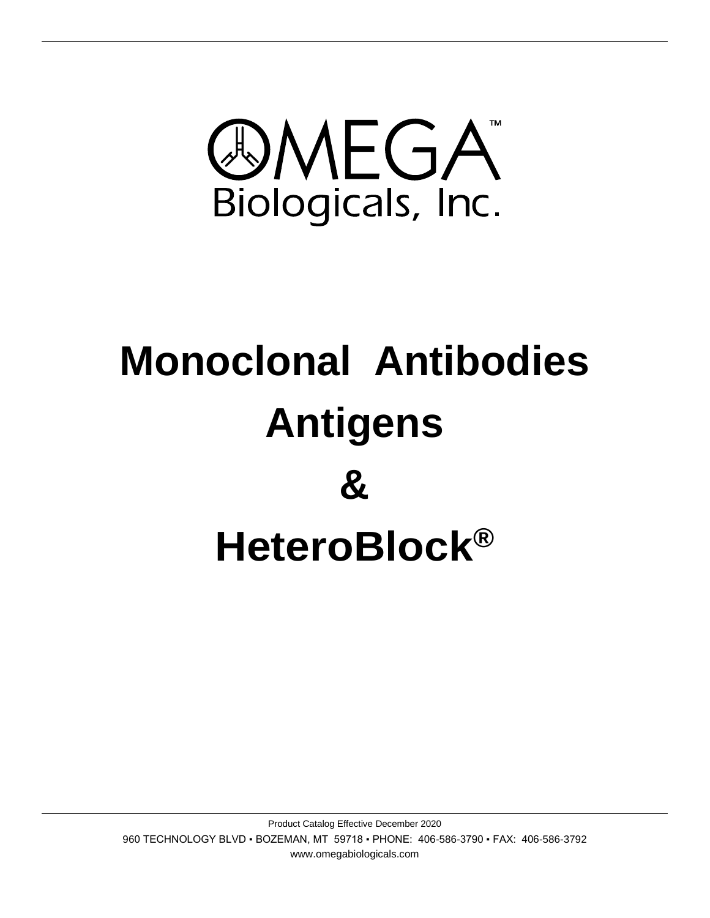OMEGA™
Biologicals, Inc.

# Monoclonal Antibodies

# Antigens

# &

# HeteroBlock®

Product Catalog Effective December 2020

960 TECHNOLOGY BLVD ▪ BOZEMAN, MT 59718 ▪ PHONE: 406-586-3790 ▪ FAX: 406-586-3792

www.omegabiologicals.com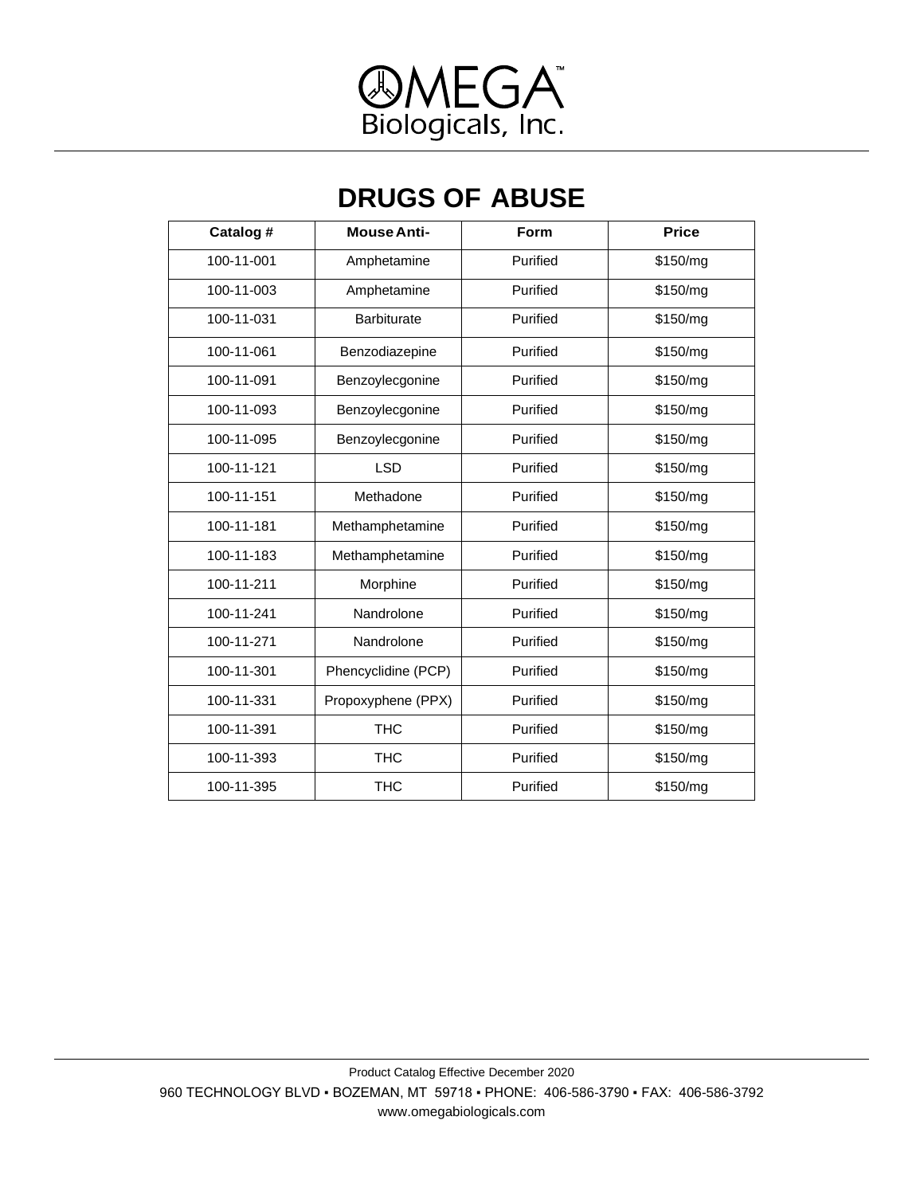# DRUGS OF ABUSE

| Catalog # | Mouse Anti- | Form | Price |
|---|---|---|---|
| 100-11-001 | Amphetamine | Purified | $150/mg |
| 100-11-003 | Amphetamine | Purified | $150/mg |
| 100-11-031 | Barbiturate | Purified | $150/mg |
| 100-11-061 | Benzodiazepine | Purified | $150/mg |
| 100-11-091 | Benzoylecgonine | Purified | $150/mg |
| 100-11-093 | Benzoylecgonine | Purified | $150/mg |
| 100-11-095 | Benzoylecgonine | Purified | $150/mg |
| 100-11-121 | LSD | Purified | $150/mg |
| 100-11-151 | Methadone | Purified | $150/mg |
| 100-11-181 | Methamphetamine | Purified | $150/mg |
| 100-11-183 | Methamphetamine | Purified | $150/mg |
| 100-11-211 | Morphine | Purified | $150/mg |
| 100-11-241 | Nandrolone | Purified | $150/mg |
| 100-11-271 | Nandrolone | Purified | $150/mg |
| 100-11-301 | Phencyclidine (PCP) | Purified | $150/mg |
| 100-11-331 | Propoxyphene (PPX) | Purified | $150/mg |
| 100-11-391 | THC | Purified | $150/mg |
| 100-11-393 | THC | Purified | $150/mg |
| 100-11-395 | THC | Purified | $150/mg |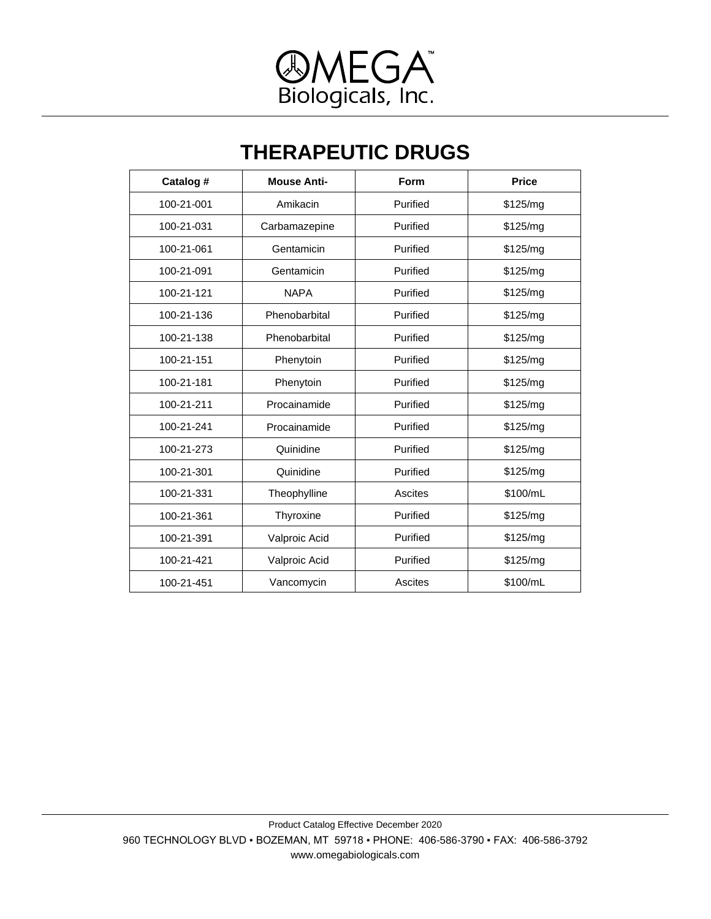# THERAPEUTIC DRUGS

| Catalog # | Mouse Anti- | Form | Price |
|---|---|---|---|
| 100-21-001 | Amikacin | Purified | $125/mg |
| 100-21-031 | Carbamazepine | Purified | $125/mg |
| 100-21-061 | Gentamicin | Purified | $125/mg |
| 100-21-091 | Gentamicin | Purified | $125/mg |
| 100-21-121 | NAPA | Purified | $125/mg |
| 100-21-136 | Phenobarbital | Purified | $125/mg |
| 100-21-138 | Phenobarbital | Purified | $125/mg |
| 100-21-151 | Phenytoin | Purified | $125/mg |
| 100-21-181 | Phenytoin | Purified | $125/mg |
| 100-21-211 | Procainamide | Purified | $125/mg |
| 100-21-241 | Procainamide | Purified | $125/mg |
| 100-21-273 | Quinidine | Purified | $125/mg |
| 100-21-301 | Quinidine | Purified | $125/mg |
| 100-21-331 | Theophylline | Ascites | $100/mL |
| 100-21-361 | Thyroxine | Purified | $125/mg |
| 100-21-391 | Valproic Acid | Purified | $125/mg |
| 100-21-421 | Valproic Acid | Purified | $125/mg |
| 100-21-451 | Vancomycin | Ascites | $100/mL |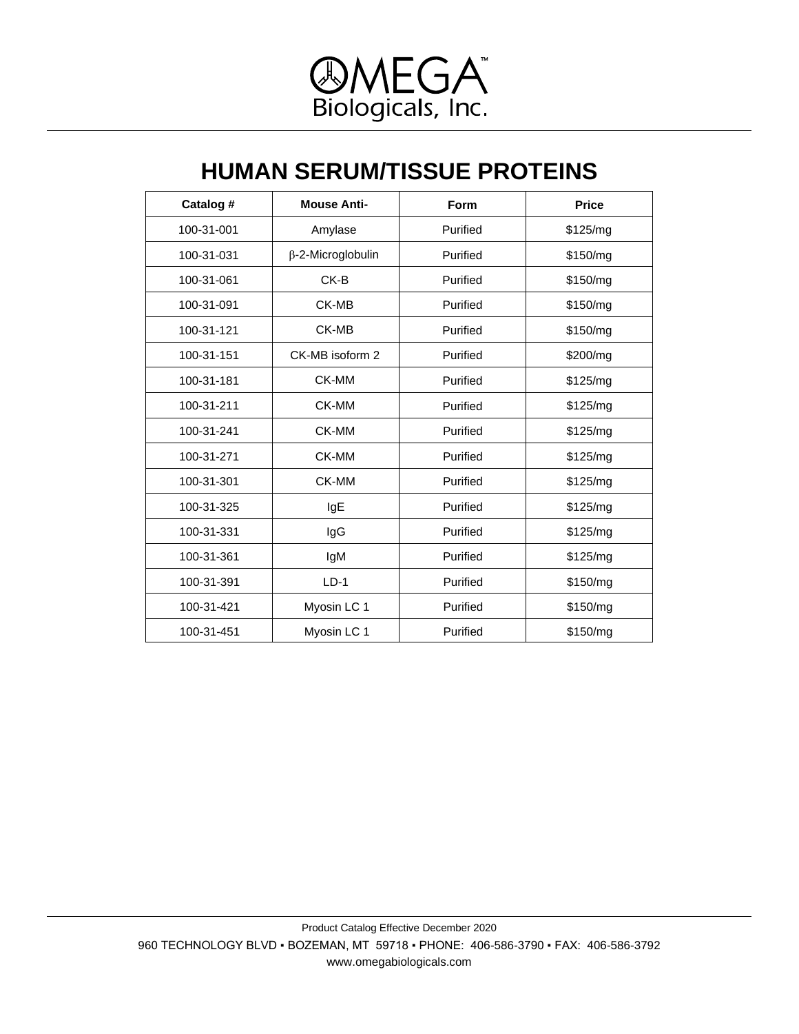OMEGA™
Biologicals, Inc.

# HUMAN SERUM/TISSUE PROTEINS

| Catalog # | Mouse Anti- | Form | Price |
|---|---|---|---|
| 100-31-001 | Amylase | Purified | $125/mg |
| 100-31-031 | β-2-Microglobulin | Purified | $150/mg |
| 100-31-061 | CK-B | Purified | $150/mg |
| 100-31-091 | CK-MB | Purified | $150/mg |
| 100-31-121 | CK-MB | Purified | $150/mg |
| 100-31-151 | CK-MB isoform 2 | Purified | $200/mg |
| 100-31-181 | CK-MM | Purified | $125/mg |
| 100-31-211 | CK-MM | Purified | $125/mg |
| 100-31-241 | CK-MM | Purified | $125/mg |
| 100-31-271 | CK-MM | Purified | $125/mg |
| 100-31-301 | CK-MM | Purified | $125/mg |
| 100-31-325 | IgE | Purified | $125/mg |
| 100-31-331 | IgG | Purified | $125/mg |
| 100-31-361 | IgM | Purified | $125/mg |
| 100-31-391 | LD-1 | Purified | $150/mg |
| 100-31-421 | Myosin LC 1 | Purified | $150/mg |
| 100-31-451 | Myosin LC 1 | Purified | $150/mg |

Product Catalog Effective December 2020

960 TECHNOLOGY BLVD ▪ BOZEMAN, MT 59718 ▪ PHONE: 406-586-3790 ▪ FAX: 406-586-3792

www.omegabiologicals.com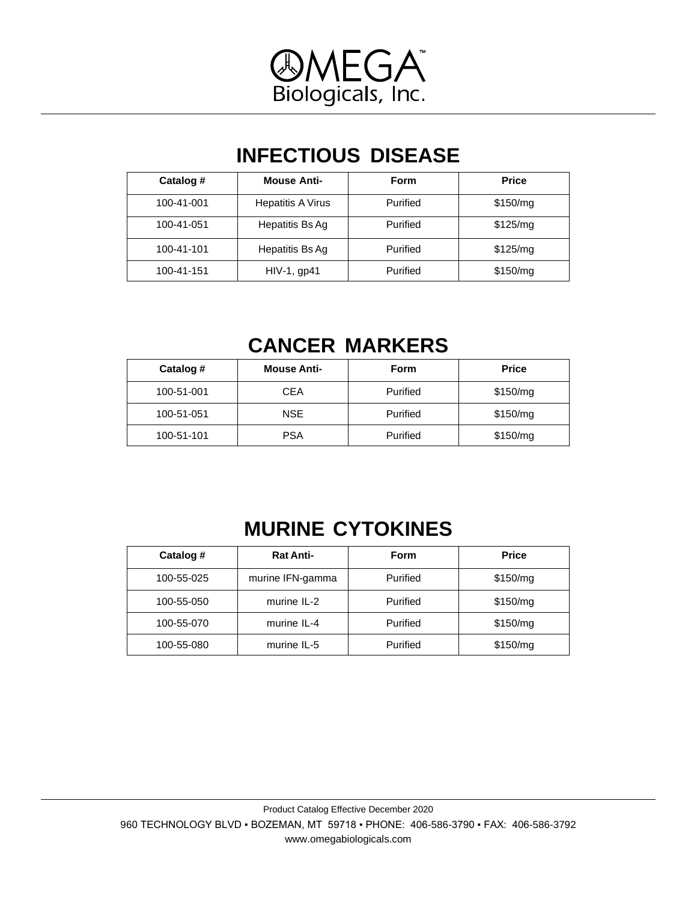# OMEGA Biologicals, Inc.

## INFECTIOUS DISEASE

| Catalog # | Mouse Anti- | Form | Price |
|---|---|---|---|
| 100-41-001 | Hepatitis A Virus | Purified | $150/mg |
| 100-41-051 | Hepatitis Bs Ag | Purified | $125/mg |
| 100-41-101 | Hepatitis Bs Ag | Purified | $125/mg |
| 100-41-151 | HIV-1, gp41 | Purified | $150/mg |

## CANCER MARKERS

| Catalog # | Mouse Anti- | Form | Price |
|---|---|---|---|
| 100-51-001 | CEA | Purified | $150/mg |
| 100-51-051 | NSE | Purified | $150/mg |
| 100-51-101 | PSA | Purified | $150/mg |

## MURINE CYTOKINES

| Catalog # | Rat Anti- | Form | Price |
|---|---|---|---|
| 100-55-025 | murine IFN-gamma | Purified | $150/mg |
| 100-55-050 | murine IL-2 | Purified | $150/mg |
| 100-55-070 | murine IL-4 | Purified | $150/mg |
| 100-55-080 | murine IL-5 | Purified | $150/mg |

Product Catalog Effective December 2020

960 TECHNOLOGY BLVD ▪ BOZEMAN, MT 59718 ▪ PHONE: 406-586-3790 ▪ FAX: 406-586-3792

www.omegabiologicals.com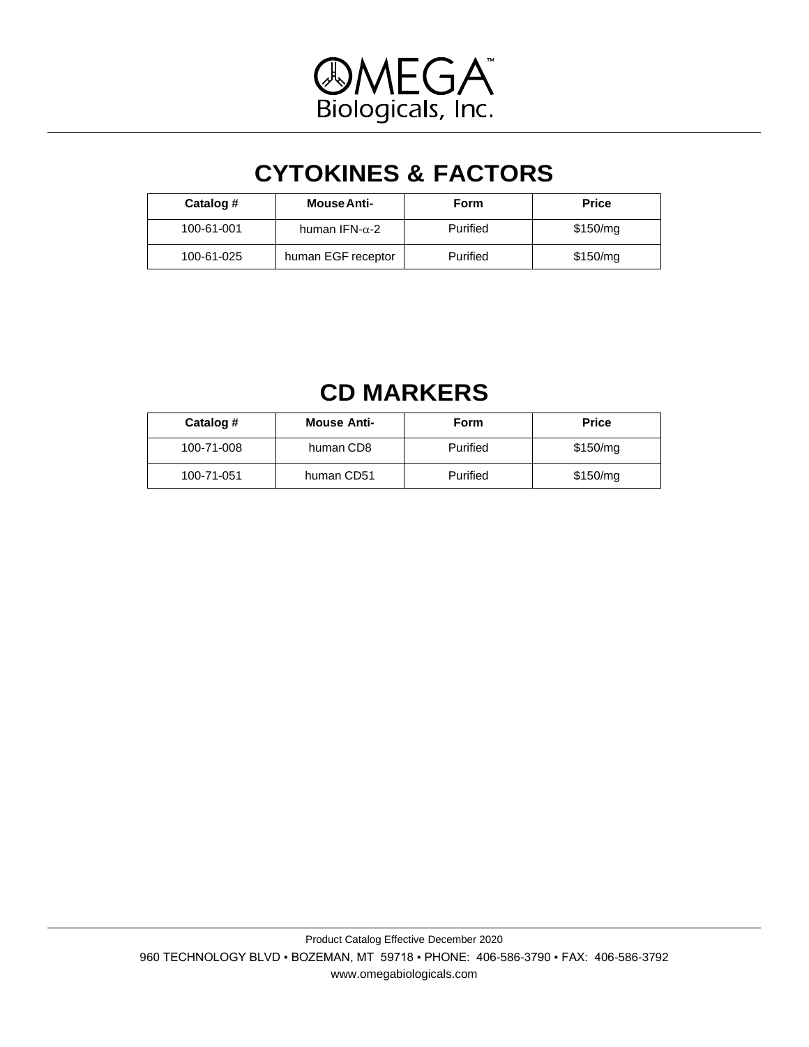# CYTOKINES & FACTORS

| Catalog # | Mouse Anti- | Form | Price |
|---|---|---|---|
| 100-61-001 | human IFN-$\alpha$-2 | Purified | \$150/mg |
| 100-61-025 | human EGF receptor | Purified | \$150/mg |

# CD MARKERS

| Catalog # | Mouse Anti- | Form | Price |
|---|---|---|---|
| 100-71-008 | human CD8 | Purified | \$150/mg |
| 100-71-051 | human CD51 | Purified | \$150/mg |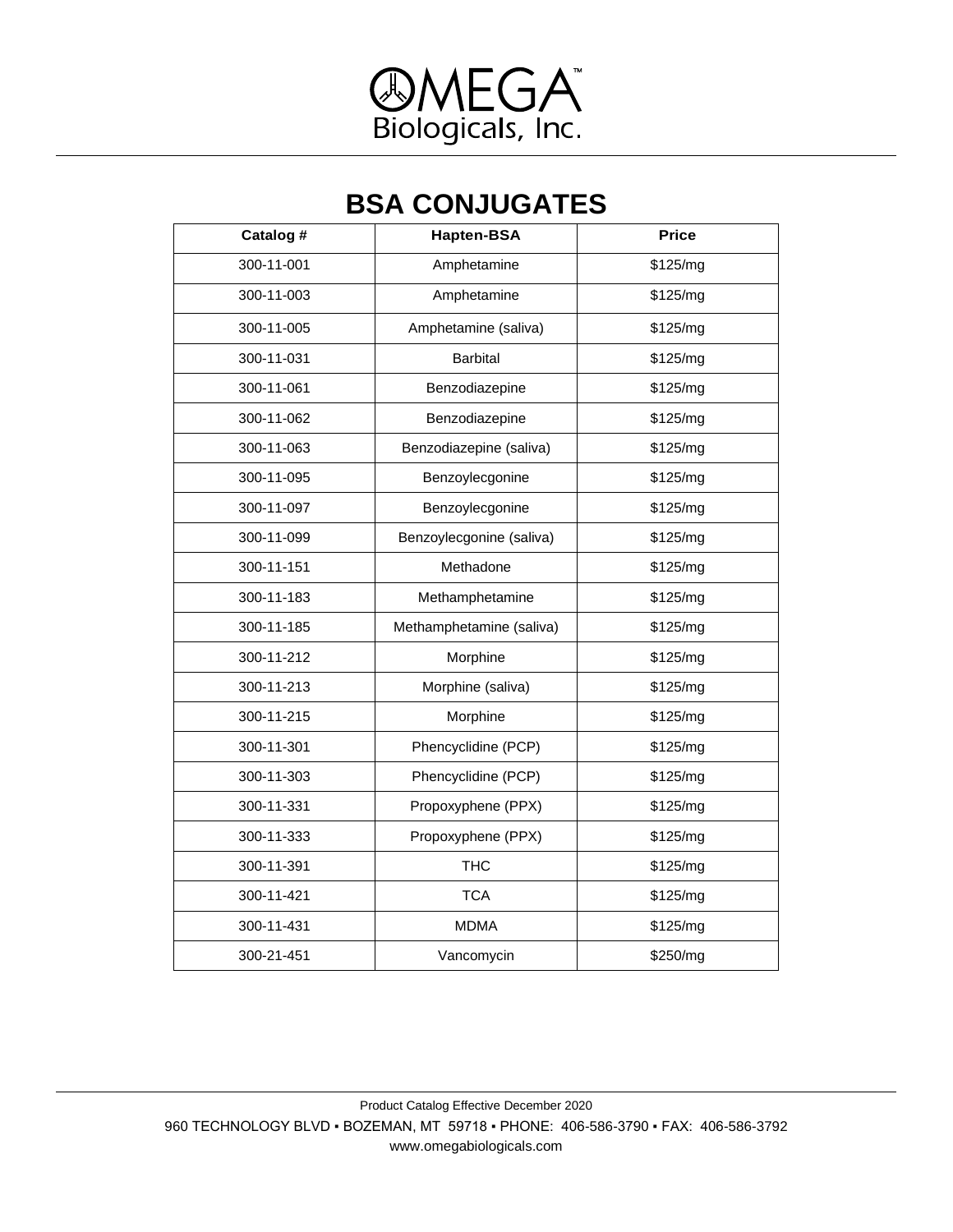# BSA CONJUGATES

| Catalog # | Hapten-BSA | Price |
|---|---|---|
| 300-11-001 | Amphetamine | $125/mg |
| 300-11-003 | Amphetamine | $125/mg |
| 300-11-005 | Amphetamine (saliva) | $125/mg |
| 300-11-031 | Barbital | $125/mg |
| 300-11-061 | Benzodiazepine | $125/mg |
| 300-11-062 | Benzodiazepine | $125/mg |
| 300-11-063 | Benzodiazepine (saliva) | $125/mg |
| 300-11-095 | Benzoylecgonine | $125/mg |
| 300-11-097 | Benzoylecgonine | $125/mg |
| 300-11-099 | Benzoylecgonine (saliva) | $125/mg |
| 300-11-151 | Methadone | $125/mg |
| 300-11-183 | Methamphetamine | $125/mg |
| 300-11-185 | Methamphetamine (saliva) | $125/mg |
| 300-11-212 | Morphine | $125/mg |
| 300-11-213 | Morphine (saliva) | $125/mg |
| 300-11-215 | Morphine | $125/mg |
| 300-11-301 | Phencyclidine (PCP) | $125/mg |
| 300-11-303 | Phencyclidine (PCP) | $125/mg |
| 300-11-331 | Propoxyphene (PPX) | $125/mg |
| 300-11-333 | Propoxyphene (PPX) | $125/mg |
| 300-11-391 | THC | $125/mg |
| 300-11-421 | TCA | $125/mg |
| 300-11-431 | MDMA | $125/mg |
| 300-21-451 | Vancomycin | $250/mg |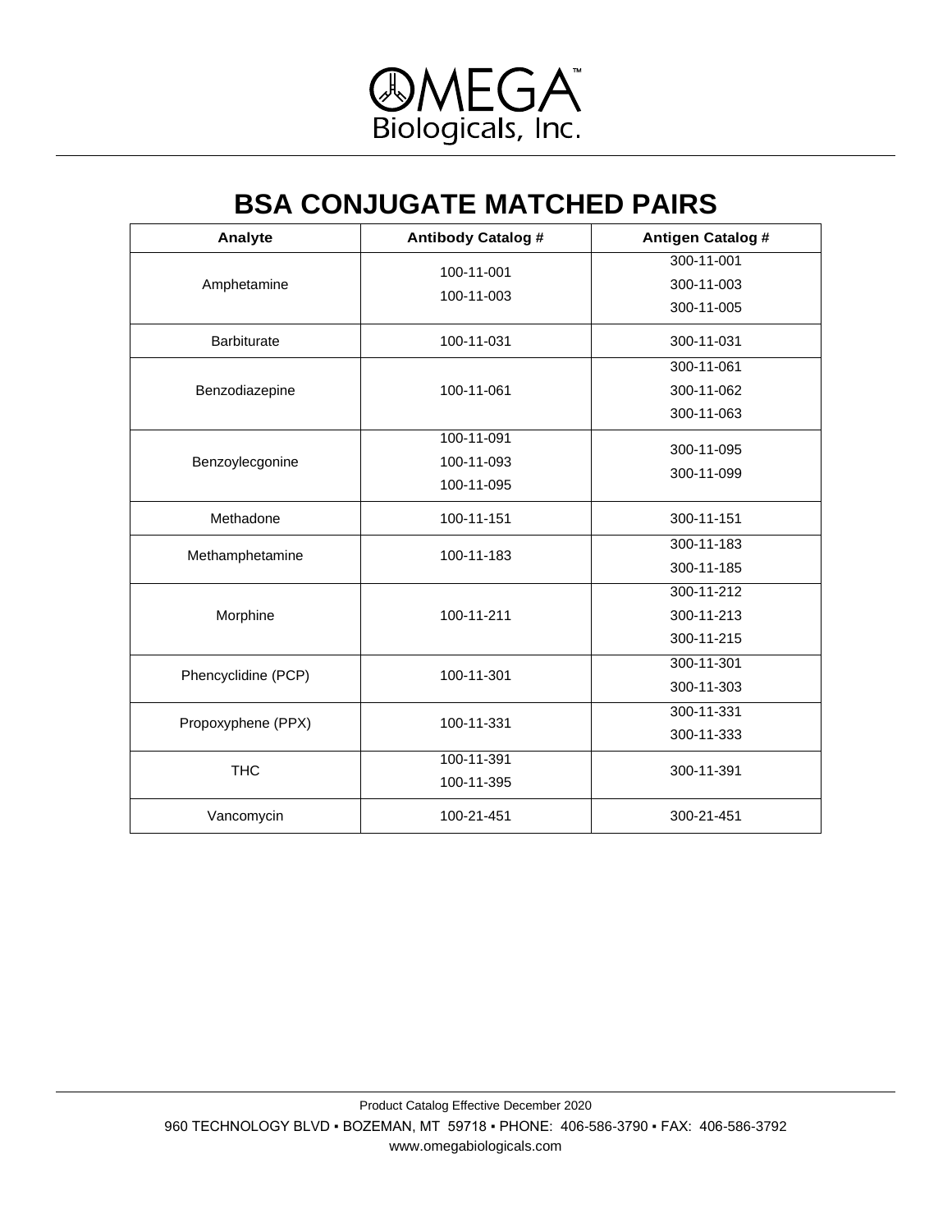# BSA CONJUGATE MATCHED PAIRS

| Analyte | Antibody Catalog # | Antigen Catalog # |
|---|---|---|
| Amphetamine | 100-11-001<br>100-11-003 | 300-11-001<br>300-11-003<br>300-11-005 |
| Barbiturate | 100-11-031 | 300-11-031 |
| Benzodiazepine | 100-11-061 | 300-11-061<br>300-11-062<br>300-11-063 |
| Benzoylecgonine | 100-11-091<br>100-11-093<br>100-11-095 | 300-11-095<br>300-11-099 |
| Methadone | 100-11-151 | 300-11-151 |
| Methamphetamine | 100-11-183 | 300-11-183<br>300-11-185 |
| Morphine | 100-11-211 | 300-11-212<br>300-11-213<br>300-11-215 |
| Phencyclidine (PCP) | 100-11-301 | 300-11-301<br>300-11-303 |
| Propoxyphene (PPX) | 100-11-331 | 300-11-331<br>300-11-333 |
| THC | 100-11-391<br>100-11-395 | 300-11-391 |
| Vancomycin | 100-21-451 | 300-21-451 |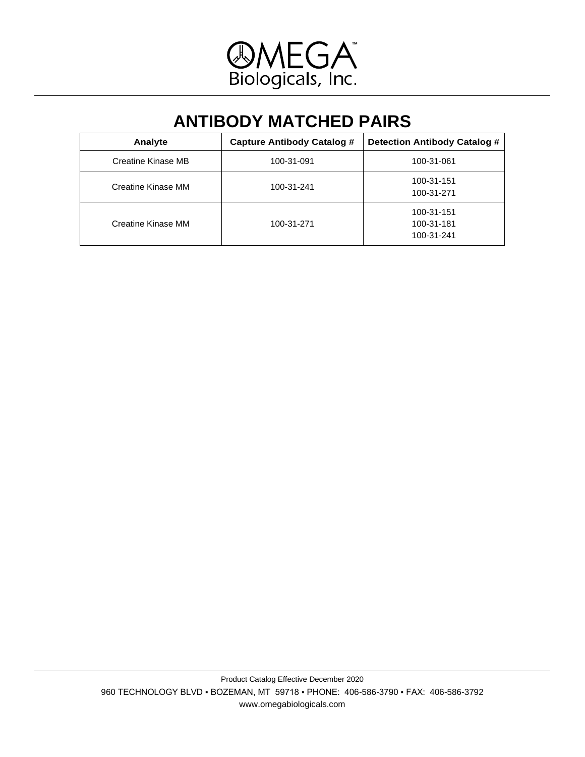# ANTIBODY MATCHED PAIRS

| Analyte | Capture Antibody Catalog # | Detection Antibody Catalog # |
|---|---|---|
| Creatine Kinase MB | 100-31-091 | 100-31-061 |
| Creatine Kinase MM | 100-31-241 | 100-31-151<br>100-31-271 |
| Creatine Kinase MM | 100-31-271 | 100-31-151<br>100-31-181<br>100-31-241 |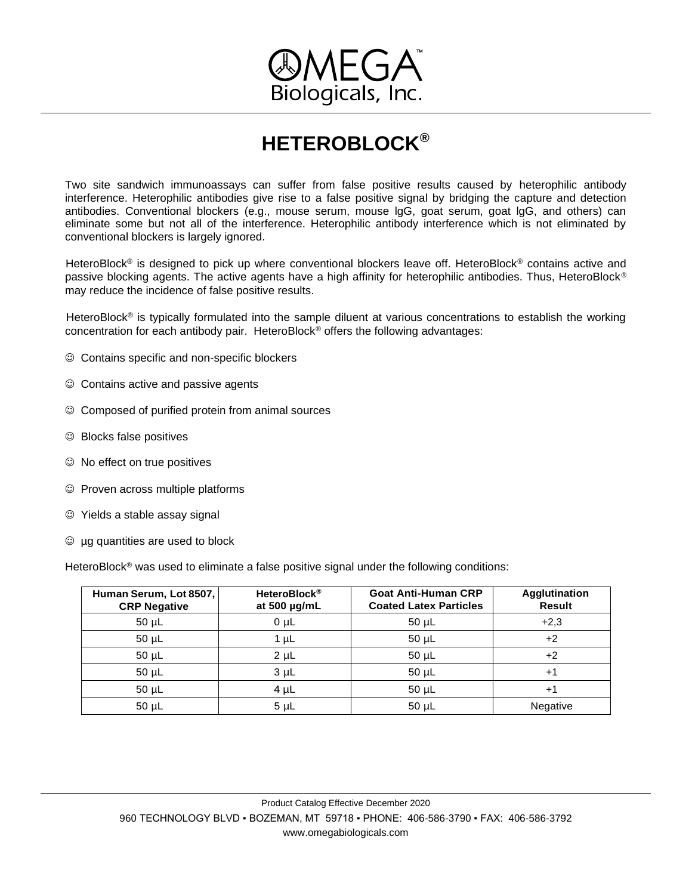# HETEROBLOCK®

Two site sandwich immunoassays can suffer from false positive results caused by heterophilic antibody interference. Heterophilic antibodies give rise to a false positive signal by bridging the capture and detection antibodies. Conventional blockers (e.g., mouse serum, mouse lgG, goat serum, goat lgG, and others) can eliminate some but not all of the interference. Heterophilic antibody interference which is not eliminated by conventional blockers is largely ignored.

HeteroBlock® is designed to pick up where conventional blockers leave off. HeteroBlock® contains active and passive blocking agents. The active agents have a high affinity for heterophilic antibodies. Thus, HeteroBlock® may reduce the incidence of false positive results.

HeteroBlock® is typically formulated into the sample diluent at various concentrations to establish the working concentration for each antibody pair. HeteroBlock® offers the following advantages:

- ☺ Contains specific and non-specific blockers
- ☺ Contains active and passive agents
- ☺ Composed of purified protein from animal sources
- ☺ Blocks false positives
- ☺ No effect on true positives
- ☺ Proven across multiple platforms
- ☺ Yields a stable assay signal
- ☺ µg quantities are used to block

HeteroBlock® was used to eliminate a false positive signal under the following conditions:

| Human Serum, Lot 8507, CRP Negative | HeteroBlock® at 500 µg/mL | Goat Anti-Human CRP Coated Latex Particles | Agglutination Result |
|---|---|---|---|
| 50 µL | 0 µL | 50 µL | +2,3 |
| 50 µL | 1 µL | 50 µL | +2 |
| 50 µL | 2 µL | 50 µL | +2 |
| 50 µL | 3 µL | 50 µL | +1 |
| 50 µL | 4 µL | 50 µL | +1 |
| 50 µL | 5 µL | 50 µL | Negative |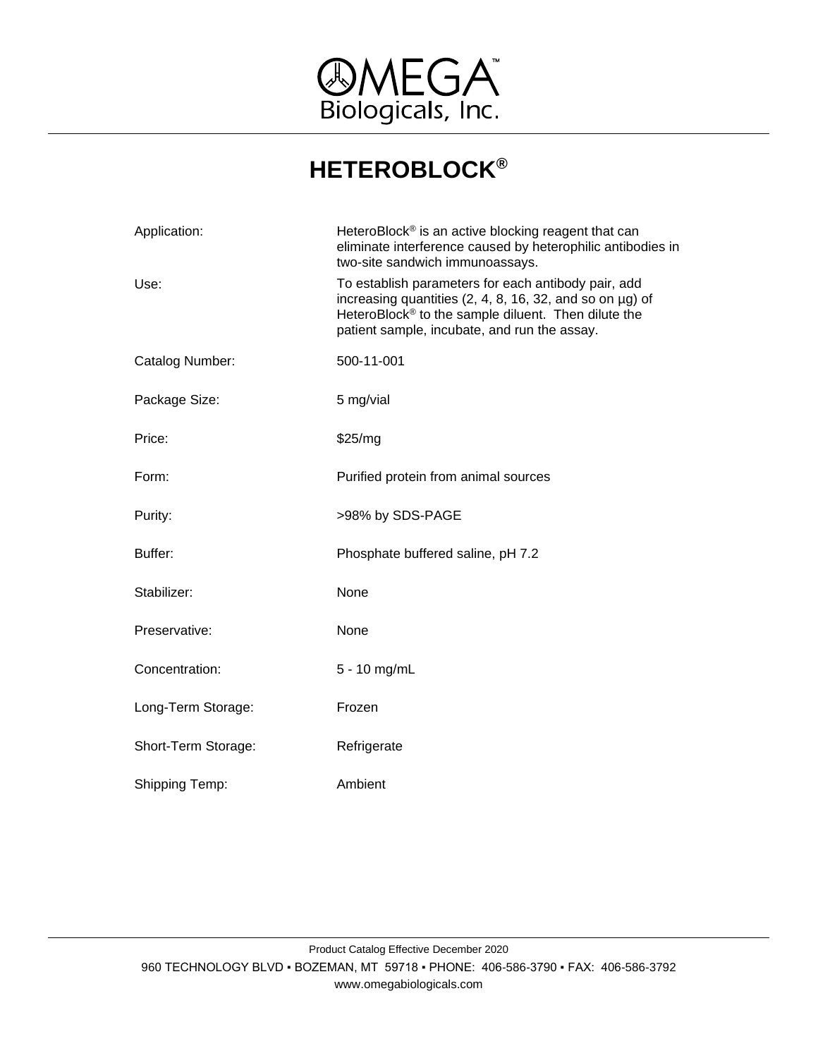OMEGA™
Biologicals, Inc.

# HETEROBLOCK®

| | |
|---|---|
| Application: | HeteroBlock® is an active blocking reagent that can eliminate interference caused by heterophilic antibodies in two-site sandwich immunoassays. |
| Use: | To establish parameters for each antibody pair, add increasing quantities (2, 4, 8, 16, 32, and so on µg) of HeteroBlock® to the sample diluent. Then dilute the patient sample, incubate, and run the assay. |
| Catalog Number: | 500-11-001 |
| Package Size: | 5 mg/vial |
| Price: | $25/mg |
| Form: | Purified protein from animal sources |
| Purity: | >98% by SDS-PAGE |
| Buffer: | Phosphate buffered saline, pH 7.2 |
| Stabilizer: | None |
| Preservative: | None |
| Concentration: | 5 - 10 mg/mL |
| Long-Term Storage: | Frozen |
| Short-Term Storage: | Refrigerate |
| Shipping Temp: | Ambient |

Product Catalog Effective December 2020

960 TECHNOLOGY BLVD ▪ BOZEMAN, MT 59718 ▪ PHONE: 406-586-3790 ▪ FAX: 406-586-3792

www.omegabiologicals.com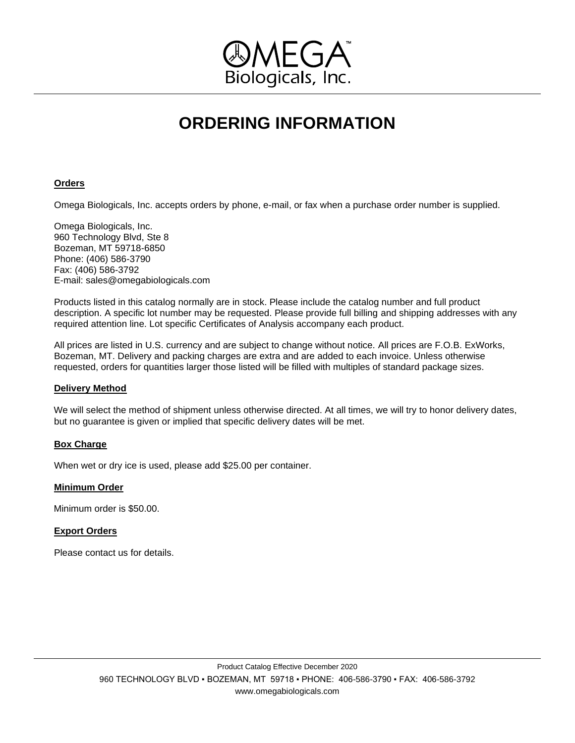# ORDERING INFORMATION

**Orders**

Omega Biologicals, Inc. accepts orders by phone, e-mail, or fax when a purchase order number is supplied.

Omega Biologicals, Inc.
960 Technology Blvd, Ste 8
Bozeman, MT 59718-6850
Phone: (406) 586-3790
Fax: (406) 586-3792
E-mail: sales@omegabiologicals.com

Products listed in this catalog normally are in stock. Please include the catalog number and full product description. A specific lot number may be requested. Please provide full billing and shipping addresses with any required attention line. Lot specific Certificates of Analysis accompany each product.

All prices are listed in U.S. currency and are subject to change without notice. All prices are F.O.B. ExWorks, Bozeman, MT. Delivery and packing charges are extra and are added to each invoice. Unless otherwise requested, orders for quantities larger those listed will be filled with multiples of standard package sizes.

**Delivery Method**

We will select the method of shipment unless otherwise directed. At all times, we will try to honor delivery dates, but no guarantee is given or implied that specific delivery dates will be met.

**Box Charge**

When wet or dry ice is used, please add $25.00 per container.

**Minimum Order**

Minimum order is $50.00.

**Export Orders**

Please contact us for details.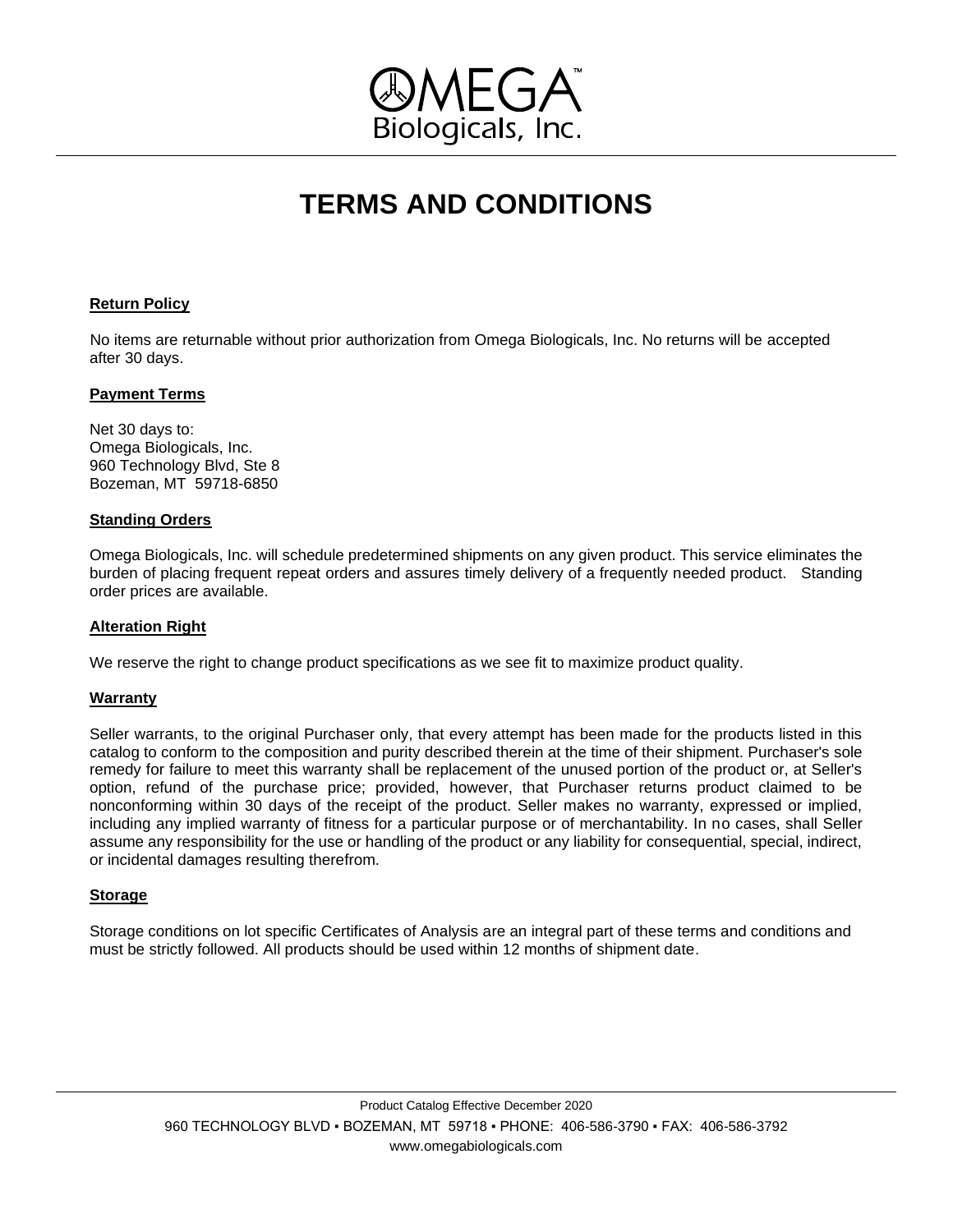# TERMS AND CONDITIONS

**Return Policy**

No items are returnable without prior authorization from Omega Biologicals, Inc. No returns will be accepted after 30 days.

**Payment Terms**

Net 30 days to:
Omega Biologicals, Inc.
960 Technology Blvd, Ste 8
Bozeman, MT 59718-6850

**Standing Orders**

Omega Biologicals, Inc. will schedule predetermined shipments on any given product. This service eliminates the burden of placing frequent repeat orders and assures timely delivery of a frequently needed product. Standing order prices are available.

**Alteration Right**

We reserve the right to change product specifications as we see fit to maximize product quality.

**Warranty**

Seller warrants, to the original Purchaser only, that every attempt has been made for the products listed in this catalog to conform to the composition and purity described therein at the time of their shipment. Purchaser's sole remedy for failure to meet this warranty shall be replacement of the unused portion of the product or, at Seller's option, refund of the purchase price; provided, however, that Purchaser returns product claimed to be nonconforming within 30 days of the receipt of the product. Seller makes no warranty, expressed or implied, including any implied warranty of fitness for a particular purpose or of merchantability. In no cases, shall Seller assume any responsibility for the use or handling of the product or any liability for consequential, special, indirect, or incidental damages resulting therefrom.

**Storage**

Storage conditions on lot specific Certificates of Analysis are an integral part of these terms and conditions and must be strictly followed. All products should be used within 12 months of shipment date.